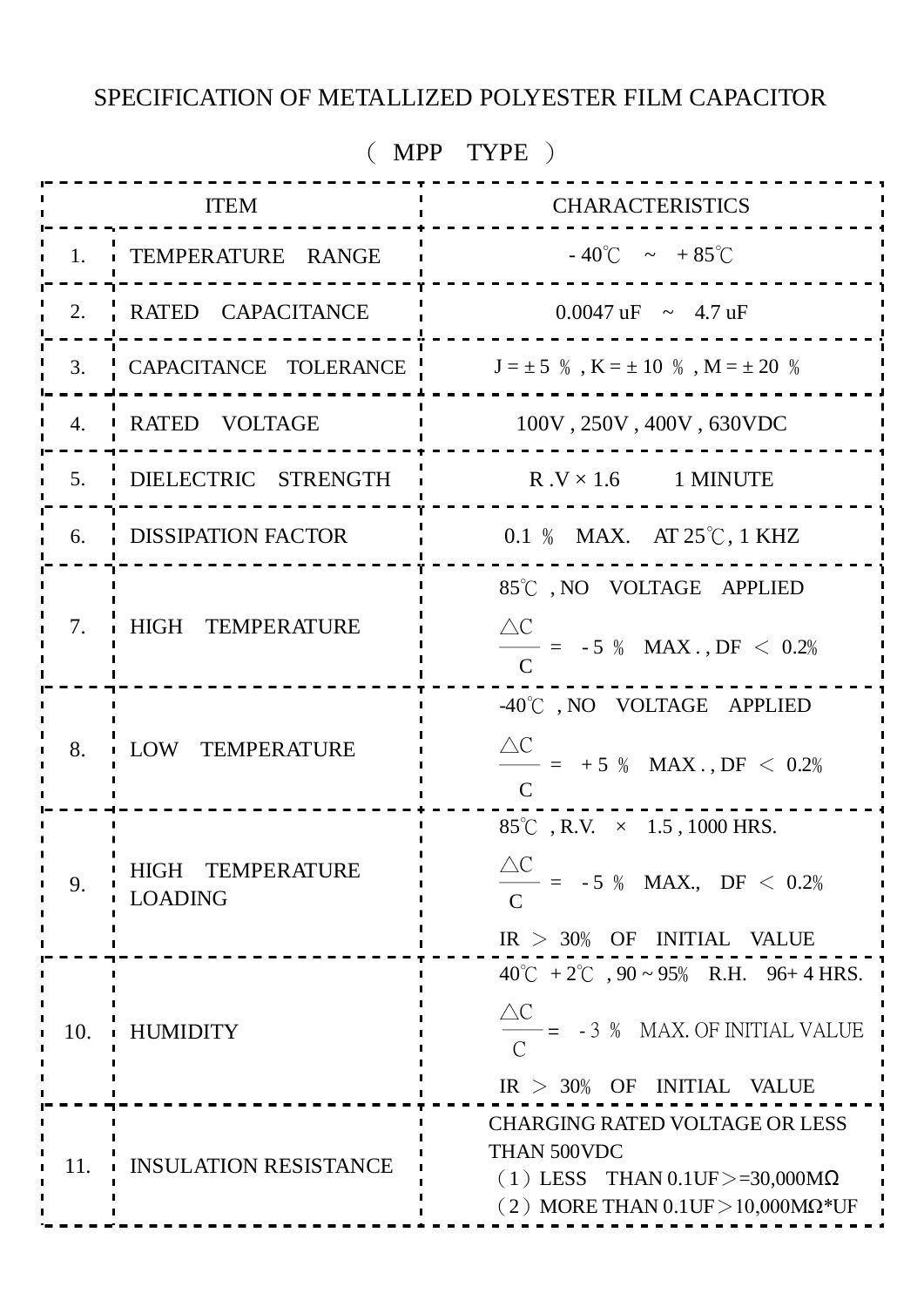# SPECIFICATION OF METALLIZED POLYESTER FILM CAPACITOR

## （ MPP TYPE ）

| | ITEM | CHARACTERISTICS |
|---|---|---|
| 1. | TEMPERATURE RANGE | - 40℃ ~ + 85℃ |
| 2. | RATED CAPACITANCE | 0.0047 uF ~ 4.7 uF |
| 3. | CAPACITANCE TOLERANCE | J = ± 5 ％ , K = ± 10 ％ , M = ± 20 ％ |
| 4. | RATED VOLTAGE | 100V , 250V , 400V , 630VDC |
| 5. | DIELECTRIC STRENGTH | R .V × 1.6 1 MINUTE |
| 6. | DISSIPATION FACTOR | 0.1 ％ MAX. AT 25℃, 1 KHZ |
| 7. | HIGH TEMPERATURE | 85℃ , NO VOLTAGE APPLIED<br>$\frac{\triangle C}{C}$ = - 5 ％ MAX . , DF ＜ 0.2％ |
| 8. | LOW TEMPERATURE | -40℃ , NO VOLTAGE APPLIED<br>$\frac{\triangle C}{C}$ = + 5 ％ MAX . , DF ＜ 0.2％ |
| 9. | HIGH TEMPERATURE LOADING | 85℃ , R.V. × 1.5 , 1000 HRS.<br>$\frac{\triangle C}{C}$ = - 5 ％ MAX., DF ＜ 0.2％<br>IR ＞ 30％ OF INITIAL VALUE |
| 10. | HUMIDITY | 40℃ + 2℃ , 90 ~ 95％ R.H. 96+ 4 HRS.<br>$\frac{\triangle C}{C}$ = - 3 ％ MAX. OF INITIAL VALUE<br>IR ＞ 30％ OF INITIAL VALUE |
| 11. | INSULATION RESISTANCE | CHARGING RATED VOLTAGE OR LESS THAN 500VDC<br>（1）LESS THAN 0.1UF＞=30,000MΩ<br>（2）MORE THAN 0.1UF＞10,000MΩ*UF |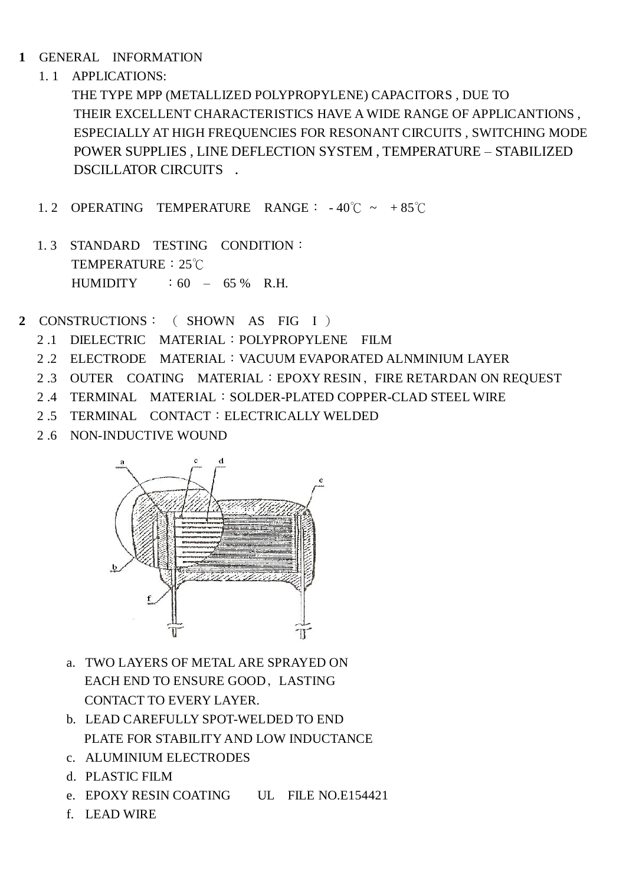## 1 GENERAL INFORMATION

1.1 APPLICATIONS:

THE TYPE MPP (METALLIZED POLYPROPYLENE) CAPACITORS , DUE TO THEIR EXCELLENT CHARACTERISTICS HAVE A WIDE RANGE OF APPLICANTIONS , ESPECIALLY AT HIGH FREQUENCIES FOR RESONANT CIRCUITS , SWITCHING MODE POWER SUPPLIES , LINE DEFLECTION SYSTEM , TEMPERATURE – STABILIZED DSCILLATOR CIRCUITS .

1.2 OPERATING TEMPERATURE RANGE： - 40℃ ~ + 85℃

1.3 STANDARD TESTING CONDITION：

TEMPERATURE：25℃

HUMIDITY ：60 – 65 % R.H.

## 2 CONSTRUCTIONS： ( SHOWN AS FIG I )

2.1 DIELECTRIC MATERIAL：POLYPROPYLENE FILM

2.2 ELECTRODE MATERIAL：VACUUM EVAPORATED ALNMINIUM LAYER

2.3 OUTER COATING MATERIAL：EPOXY RESIN，FIRE RETARDAN ON REQUEST

2.4 TERMINAL MATERIAL：SOLDER-PLATED COPPER-CLAD STEEL WIRE

2.5 TERMINAL CONTACT：ELECTRICALLY WELDED

2.6 NON-INDUCTIVE WOUND

a. TWO LAYERS OF METAL ARE SPRAYED ON EACH END TO ENSURE GOOD，LASTING CONTACT TO EVERY LAYER.
b. LEAD CAREFULLY SPOT-WELDED TO END PLATE FOR STABILITY AND LOW INDUCTANCE
c. ALUMINIUM ELECTRODES
d. PLASTIC FILM
e. EPOXY RESIN COATING UL FILE NO.E154421
f. LEAD WIRE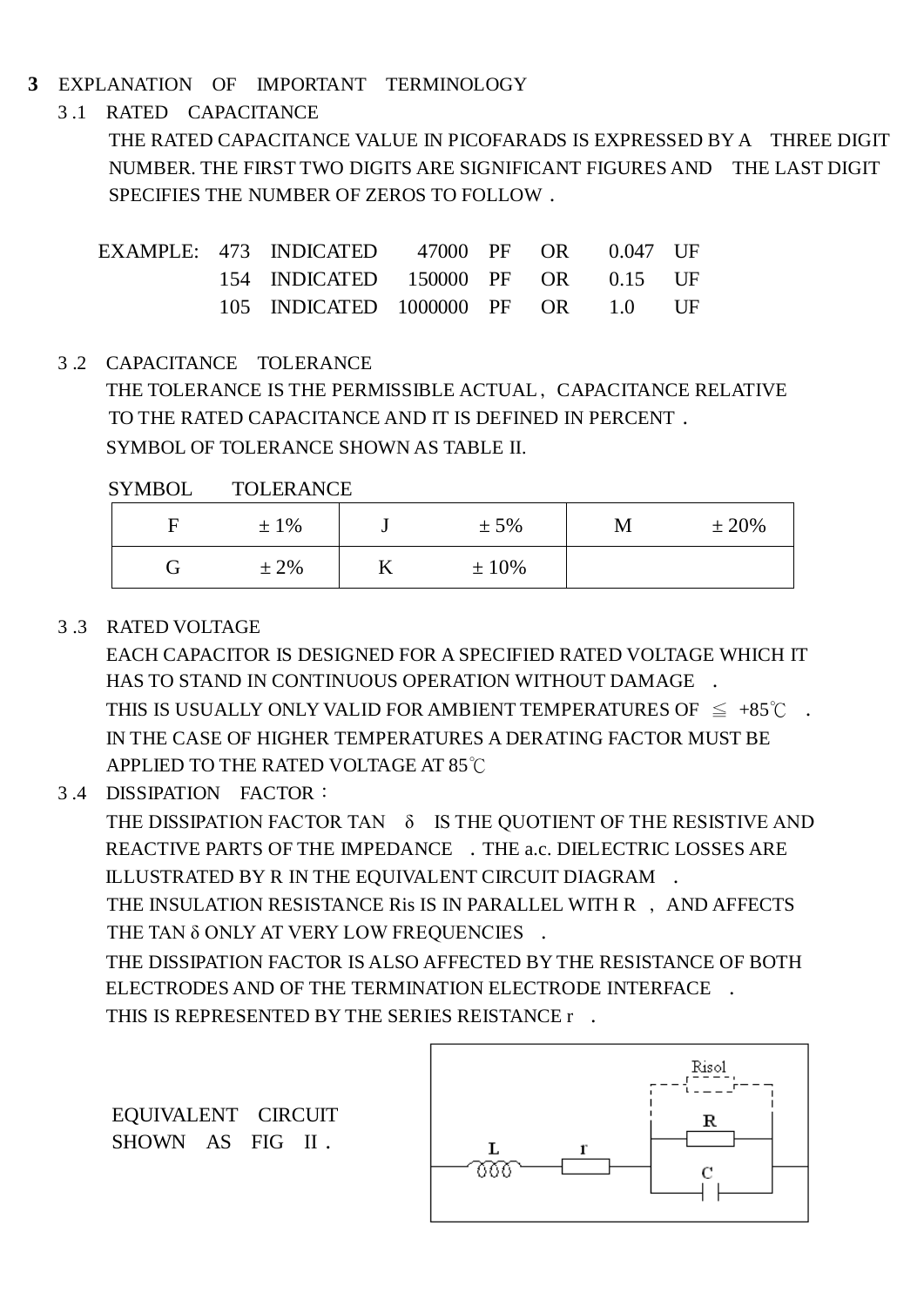## 3 EXPLANATION OF IMPORTANT TERMINOLOGY

### 3.1 RATED CAPACITANCE

THE RATED CAPACITANCE VALUE IN PICOFARADS IS EXPRESSED BY A THREE DIGIT NUMBER. THE FIRST TWO DIGITS ARE SIGNIFICANT FIGURES AND THE LAST DIGIT SPECIFIES THE NUMBER OF ZEROS TO FOLLOW．

EXAMPLE: 473 INDICATED 47000 PF OR 0.047 UF
154 INDICATED 150000 PF OR 0.15 UF
105 INDICATED 1000000 PF OR 1.0 UF

### 3.2 CAPACITANCE TOLERANCE

THE TOLERANCE IS THE PERMISSIBLE ACTUAL，CAPACITANCE RELATIVE TO THE RATED CAPACITANCE AND IT IS DEFINED IN PERCENT．
SYMBOL OF TOLERANCE SHOWN AS TABLE II.

SYMBOL TOLERANCE

| | | | | | |
|---|---|---|---|---|---|
| F | ± 1% | J | ± 5% | M | ± 20% |
| G | ± 2% | K | ± 10% | | |

### 3.3 RATED VOLTAGE

EACH CAPACITOR IS DESIGNED FOR A SPECIFIED RATED VOLTAGE WHICH IT HAS TO STAND IN CONTINUOUS OPERATION WITHOUT DAMAGE．
THIS IS USUALLY ONLY VALID FOR AMBIENT TEMPERATURES OF ≦ +85℃．
IN THE CASE OF HIGHER TEMPERATURES A DERATING FACTOR MUST BE APPLIED TO THE RATED VOLTAGE AT 85℃

### 3.4 DISSIPATION FACTOR：

THE DISSIPATION FACTOR TAN $\delta$ IS THE QUOTIENT OF THE RESISTIVE AND REACTIVE PARTS OF THE IMPEDANCE．THE a.c. DIELECTRIC LOSSES ARE ILLUSTRATED BY R IN THE EQUIVALENT CIRCUIT DIAGRAM．
THE INSULATION RESISTANCE Ris IS IN PARALLEL WITH R，AND AFFECTS THE TAN $\delta$ ONLY AT VERY LOW FREQUENCIES．
THE DISSIPATION FACTOR IS ALSO AFFECTED BY THE RESISTANCE OF BOTH ELECTRODES AND OF THE TERMINATION ELECTRODE INTERFACE．
THIS IS REPRESENTED BY THE SERIES REISTANCE r．

EQUIVALENT CIRCUIT SHOWN AS FIG II．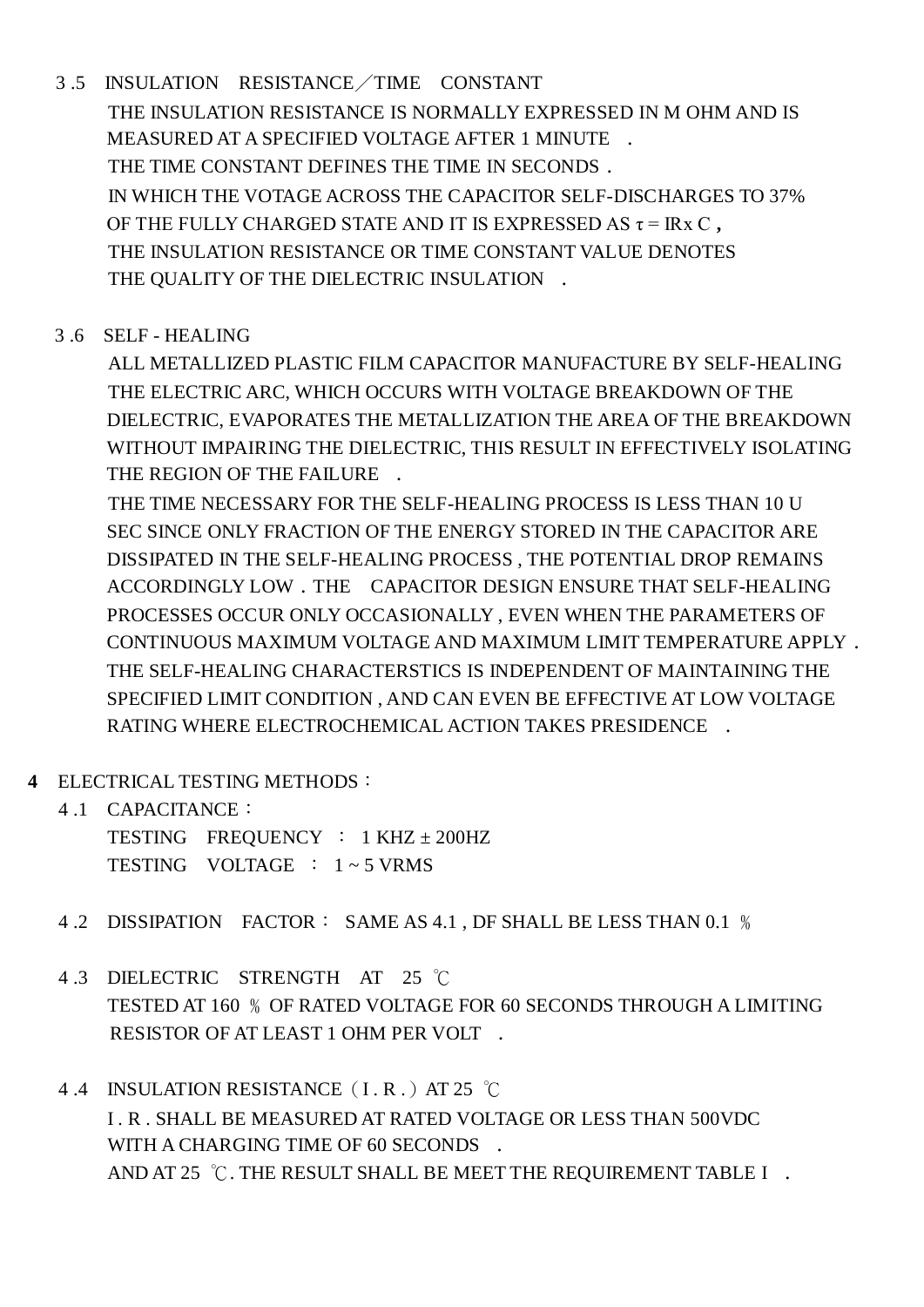### 3 .5 INSULATION RESISTANCE／TIME CONSTANT

THE INSULATION RESISTANCE IS NORMALLY EXPRESSED IN M OHM AND IS MEASURED AT A SPECIFIED VOLTAGE AFTER 1 MINUTE .

THE TIME CONSTANT DEFINES THE TIME IN SECONDS .

IN WHICH THE VOTAGE ACROSS THE CAPACITOR SELF-DISCHARGES TO 37% OF THE FULLY CHARGED STATE AND IT IS EXPRESSED AS $\tau = IR x C$ ,

THE INSULATION RESISTANCE OR TIME CONSTANT VALUE DENOTES THE QUALITY OF THE DIELECTRIC INSULATION .

### 3 .6 SELF - HEALING

ALL METALLIZED PLASTIC FILM CAPACITOR MANUFACTURE BY SELF-HEALING THE ELECTRIC ARC, WHICH OCCURS WITH VOLTAGE BREAKDOWN OF THE DIELECTRIC, EVAPORATES THE METALLIZATION THE AREA OF THE BREAKDOWN WITHOUT IMPAIRING THE DIELECTRIC, THIS RESULT IN EFFECTIVELY ISOLATING THE REGION OF THE FAILURE .

THE TIME NECESSARY FOR THE SELF-HEALING PROCESS IS LESS THAN 10 U SEC SINCE ONLY FRACTION OF THE ENERGY STORED IN THE CAPACITOR ARE DISSIPATED IN THE SELF-HEALING PROCESS , THE POTENTIAL DROP REMAINS ACCORDINGLY LOW . THE CAPACITOR DESIGN ENSURE THAT SELF-HEALING PROCESSES OCCUR ONLY OCCASIONALLY , EVEN WHEN THE PARAMETERS OF CONTINUOUS MAXIMUM VOLTAGE AND MAXIMUM LIMIT TEMPERATURE APPLY . THE SELF-HEALING CHARACTERSTICS IS INDEPENDENT OF MAINTAINING THE SPECIFIED LIMIT CONDITION , AND CAN EVEN BE EFFECTIVE AT LOW VOLTAGE RATING WHERE ELECTROCHEMICAL ACTION TAKES PRESIDENCE .

## 4 ELECTRICAL TESTING METHODS：

### 4 .1 CAPACITANCE：

TESTING FREQUENCY ： 1 KHZ ± 200HZ

TESTING VOLTAGE ： 1 ~ 5 VRMS

### 4 .2 DISSIPATION FACTOR： SAME AS 4.1 , DF SHALL BE LESS THAN 0.1 ％

### 4 .3 DIELECTRIC STRENGTH AT 25 ℃

TESTED AT 160 ％ OF RATED VOLTAGE FOR 60 SECONDS THROUGH A LIMITING RESISTOR OF AT LEAST 1 OHM PER VOLT .

### 4 .4 INSULATION RESISTANCE（I . R .）AT 25 ℃

I . R . SHALL BE MEASURED AT RATED VOLTAGE OR LESS THAN 500VDC WITH A CHARGING TIME OF 60 SECONDS .

AND AT 25 ℃. THE RESULT SHALL BE MEET THE REQUIREMENT TABLE I .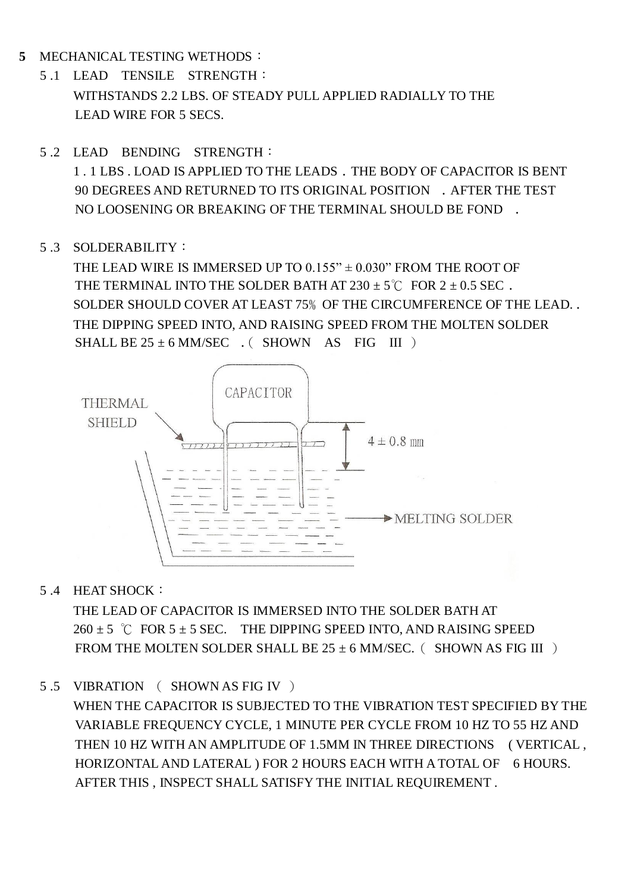**5** MECHANICAL TESTING WETHODS：

5 .1 LEAD TENSILE STRENGTH：

WITHSTANDS 2.2 LBS. OF STEADY PULL APPLIED RADIALLY TO THE LEAD WIRE FOR 5 SECS.

5 .2 LEAD BENDING STRENGTH：

1 . 1 LBS . LOAD IS APPLIED TO THE LEADS．THE BODY OF CAPACITOR IS BENT 90 DEGREES AND RETURNED TO ITS ORIGINAL POSITION ．AFTER THE TEST NO LOOSENING OR BREAKING OF THE TERMINAL SHOULD BE FOND ．

5 .3 SOLDERABILITY：

THE LEAD WIRE IS IMMERSED UP TO 0.155” ± 0.030” FROM THE ROOT OF THE TERMINAL INTO THE SOLDER BATH AT 230 ± 5℃ FOR 2 ± 0.5 SEC．SOLDER SHOULD COVER AT LEAST 75％ OF THE CIRCUMFERENCE OF THE LEAD. . THE DIPPING SPEED INTO, AND RAISING SPEED FROM THE MOLTEN SOLDER SHALL BE 25 ± 6 MM/SEC ．( SHOWN AS FIG III )

CAPACITOR

THERMAL SHIELD

4 ± 0.8 ㎜

MELTING SOLDER

5 .4 HEAT SHOCK：

THE LEAD OF CAPACITOR IS IMMERSED INTO THE SOLDER BATH AT 260 ± 5 ℃ FOR 5 ± 5 SEC. THE DIPPING SPEED INTO, AND RAISING SPEED FROM THE MOLTEN SOLDER SHALL BE 25 ± 6 MM/SEC. ( SHOWN AS FIG III )

5 .5 VIBRATION ( SHOWN AS FIG IV )

WHEN THE CAPACITOR IS SUBJECTED TO THE VIBRATION TEST SPECIFIED BY THE VARIABLE FREQUENCY CYCLE, 1 MINUTE PER CYCLE FROM 10 HZ TO 55 HZ AND THEN 10 HZ WITH AN AMPLITUDE OF 1.5MM IN THREE DIRECTIONS ( VERTICAL , HORIZONTAL AND LATERAL ) FOR 2 HOURS EACH WITH A TOTAL OF 6 HOURS. AFTER THIS , INSPECT SHALL SATISFY THE INITIAL REQUIREMENT .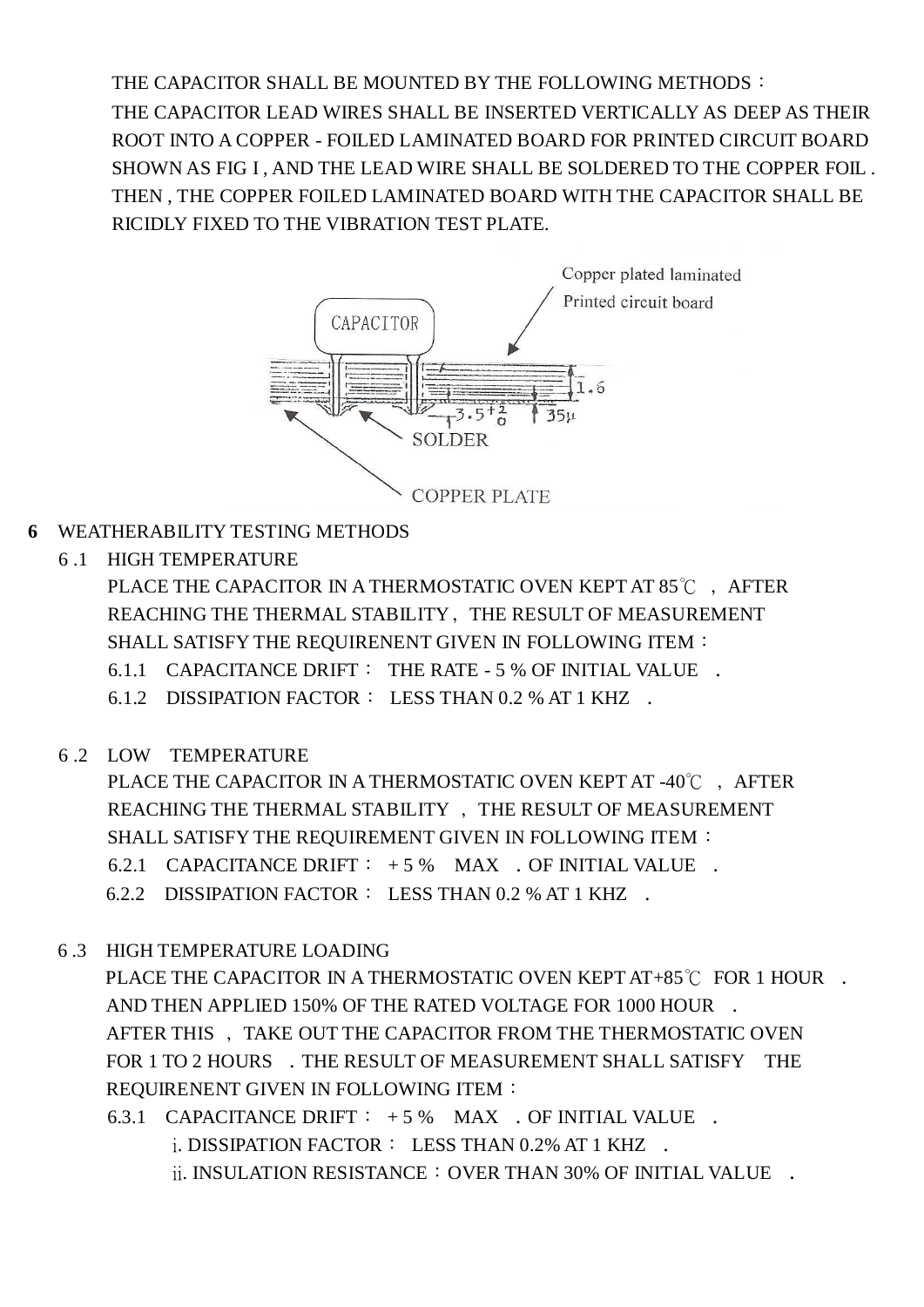THE CAPACITOR SHALL BE MOUNTED BY THE FOLLOWING METHODS：
THE CAPACITOR LEAD WIRES SHALL BE INSERTED VERTICALLY AS DEEP AS THEIR ROOT INTO A COPPER - FOILED LAMINATED BOARD FOR PRINTED CIRCUIT BOARD SHOWN AS FIG I , AND THE LEAD WIRE SHALL BE SOLDERED TO THE COPPER FOIL . THEN , THE COPPER FOILED LAMINATED BOARD WITH THE CAPACITOR SHALL BE RICIDLY FIXED TO THE VIBRATION TEST PLATE.

Copper plated laminated Printed circuit board

CAPACITOR

1.6

$3.5^{+2}_{0}$

35μ

SOLDER

COPPER PLATE

## 6 WEATHERABILITY TESTING METHODS

### 6 .1 HIGH TEMPERATURE

PLACE THE CAPACITOR IN A THERMOSTATIC OVEN KEPT AT 85℃ , AFTER REACHING THE THERMAL STABILITY , THE RESULT OF MEASUREMENT SHALL SATISFY THE REQUIRENENT GIVEN IN FOLLOWING ITEM：

6.1.1 CAPACITANCE DRIFT： THE RATE - 5 % OF INITIAL VALUE .

6.1.2 DISSIPATION FACTOR： LESS THAN 0.2 % AT 1 KHZ .

### 6 .2 LOW TEMPERATURE

PLACE THE CAPACITOR IN A THERMOSTATIC OVEN KEPT AT -40℃ , AFTER REACHING THE THERMAL STABILITY , THE RESULT OF MEASUREMENT SHALL SATISFY THE REQUIREMENT GIVEN IN FOLLOWING ITEM：

6.2.1 CAPACITANCE DRIFT： + 5 % MAX . OF INITIAL VALUE .

6.2.2 DISSIPATION FACTOR： LESS THAN 0.2 % AT 1 KHZ .

### 6 .3 HIGH TEMPERATURE LOADING

PLACE THE CAPACITOR IN A THERMOSTATIC OVEN KEPT AT+85℃ FOR 1 HOUR . AND THEN APPLIED 150% OF THE RATED VOLTAGE FOR 1000 HOUR . AFTER THIS , TAKE OUT THE CAPACITOR FROM THE THERMOSTATIC OVEN FOR 1 TO 2 HOURS . THE RESULT OF MEASUREMENT SHALL SATISFY THE REQUIRENENT GIVEN IN FOLLOWING ITEM：

6.3.1 CAPACITANCE DRIFT： + 5 % MAX . OF INITIAL VALUE .

i. DISSIPATION FACTOR： LESS THAN 0.2% AT 1 KHZ .

ii. INSULATION RESISTANCE：OVER THAN 30% OF INITIAL VALUE .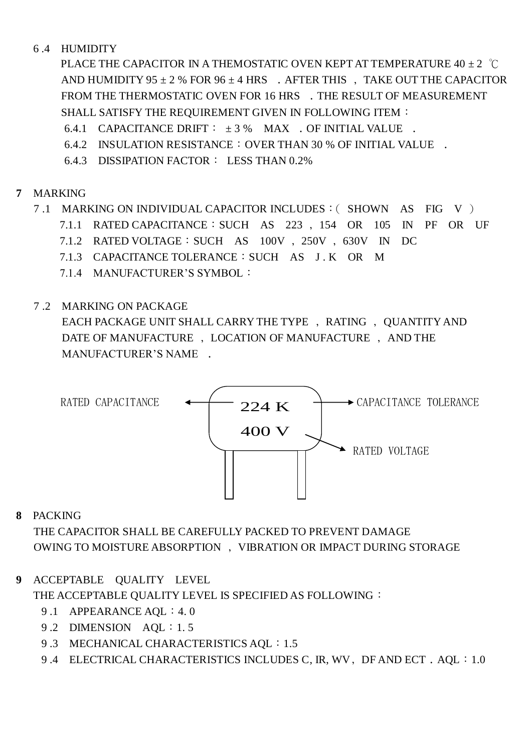6 .4 HUMIDITY

PLACE THE CAPACITOR IN A THEMOSTATIC OVEN KEPT AT TEMPERATURE 40 ± 2 ℃ AND HUMIDITY 95 ± 2 % FOR 96 ± 4 HRS . AFTER THIS , TAKE OUT THE CAPACITOR FROM THE THERMOSTATIC OVEN FOR 16 HRS . THE RESULT OF MEASUREMENT SHALL SATISFY THE REQUIREMENT GIVEN IN FOLLOWING ITEM：

6.4.1 CAPACITANCE DRIFT： ± 3 % MAX . OF INITIAL VALUE .

6.4.2 INSULATION RESISTANCE：OVER THAN 30 % OF INITIAL VALUE .

6.4.3 DISSIPATION FACTOR： LESS THAN 0.2%

**7** MARKING

7 .1 MARKING ON INDIVIDUAL CAPACITOR INCLUDES：( SHOWN AS FIG V )

7.1.1 RATED CAPACITANCE：SUCH AS 223 , 154 OR 105 IN PF OR UF

7.1.2 RATED VOLTAGE：SUCH AS 100V , 250V , 630V IN DC

7.1.3 CAPACITANCE TOLERANCE：SUCH AS J . K OR M

7.1.4 MANUFACTURER'S SYMBOL：

7 .2 MARKING ON PACKAGE

EACH PACKAGE UNIT SHALL CARRY THE TYPE , RATING , QUANTITY AND DATE OF MANUFACTURE , LOCATION OF MANUFACTURE , AND THE MANUFACTURER'S NAME .

RATED CAPACITANCE ← 224 K → CAPACITANCE TOLERANCE

400 V → RATED VOLTAGE

**8** PACKING

THE CAPACITOR SHALL BE CAREFULLY PACKED TO PREVENT DAMAGE OWING TO MOISTURE ABSORPTION , VIBRATION OR IMPACT DURING STORAGE

**9** ACCEPTABLE QUALITY LEVEL

THE ACCEPTABLE QUALITY LEVEL IS SPECIFIED AS FOLLOWING：

9 .1 APPEARANCE AQL：4. 0

9 .2 DIMENSION AQL：1. 5

9 .3 MECHANICAL CHARACTERISTICS AQL：1.5

9 .4 ELECTRICAL CHARACTERISTICS INCLUDES C, IR, WV , DF AND ECT . AQL：1.0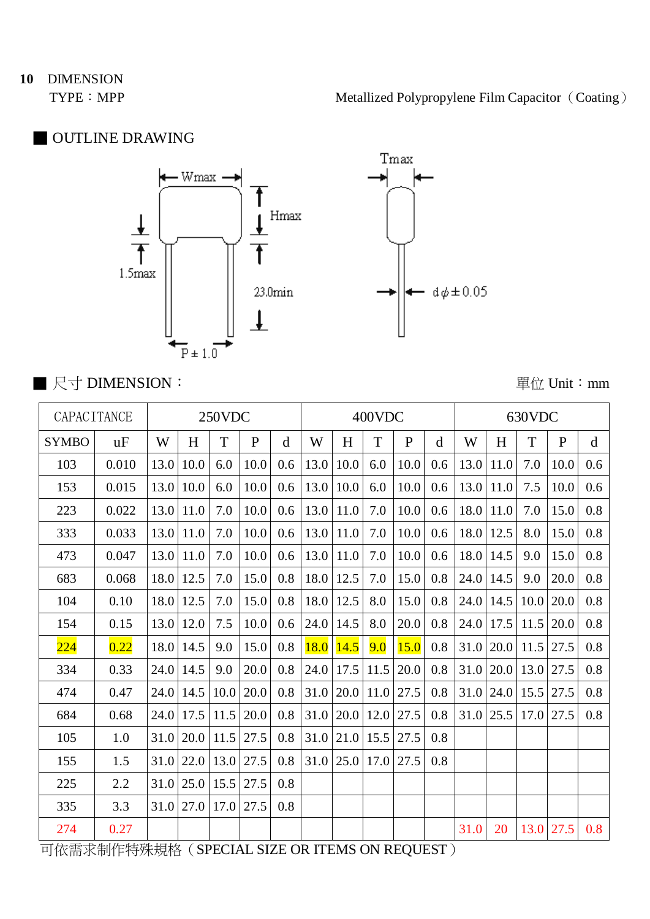**10** DIMENSION

TYPE：MPP

Metallized Polypropylene Film Capacitor（Coating）

## ■ OUTLINE DRAWING

Wmax

Hmax

1.5max

23.0min

P ± 1.0

Tmax

dφ ± 0.05

## ■ 尺寸 DIMENSION：

單位 Unit：mm

| CAPACITANCE | | 250VDC | | | | | 400VDC | | | | | 630VDC | | | | |
|---|---|---|---|---|---|---|---|---|---|---|---|---|---|---|---|---|
| SYMBO | uF | W | H | T | P | d | W | H | T | P | d | W | H | T | P | d |
| 103 | 0.010 | 13.0 | 10.0 | 6.0 | 10.0 | 0.6 | 13.0 | 10.0 | 6.0 | 10.0 | 0.6 | 13.0 | 11.0 | 7.0 | 10.0 | 0.6 |
| 153 | 0.015 | 13.0 | 10.0 | 6.0 | 10.0 | 0.6 | 13.0 | 10.0 | 6.0 | 10.0 | 0.6 | 13.0 | 11.0 | 7.5 | 10.0 | 0.6 |
| 223 | 0.022 | 13.0 | 11.0 | 7.0 | 10.0 | 0.6 | 13.0 | 11.0 | 7.0 | 10.0 | 0.6 | 18.0 | 11.0 | 7.0 | 15.0 | 0.8 |
| 333 | 0.033 | 13.0 | 11.0 | 7.0 | 10.0 | 0.6 | 13.0 | 11.0 | 7.0 | 10.0 | 0.6 | 18.0 | 12.5 | 8.0 | 15.0 | 0.8 |
| 473 | 0.047 | 13.0 | 11.0 | 7.0 | 10.0 | 0.6 | 13.0 | 11.0 | 7.0 | 10.0 | 0.6 | 18.0 | 14.5 | 9.0 | 15.0 | 0.8 |
| 683 | 0.068 | 18.0 | 12.5 | 7.0 | 15.0 | 0.8 | 18.0 | 12.5 | 7.0 | 15.0 | 0.8 | 24.0 | 14.5 | 9.0 | 20.0 | 0.8 |
| 104 | 0.10 | 18.0 | 12.5 | 7.0 | 15.0 | 0.8 | 18.0 | 12.5 | 8.0 | 15.0 | 0.8 | 24.0 | 14.5 | 10.0 | 20.0 | 0.8 |
| 154 | 0.15 | 13.0 | 12.0 | 7.5 | 10.0 | 0.6 | 24.0 | 14.5 | 8.0 | 20.0 | 0.8 | 24.0 | 17.5 | 11.5 | 20.0 | 0.8 |
| 224 | 0.22 | 18.0 | 14.5 | 9.0 | 15.0 | 0.8 | 18.0 | 14.5 | 9.0 | 15.0 | 0.8 | 31.0 | 20.0 | 11.5 | 27.5 | 0.8 |
| 334 | 0.33 | 24.0 | 14.5 | 9.0 | 20.0 | 0.8 | 24.0 | 17.5 | 11.5 | 20.0 | 0.8 | 31.0 | 20.0 | 13.0 | 27.5 | 0.8 |
| 474 | 0.47 | 24.0 | 14.5 | 10.0 | 20.0 | 0.8 | 31.0 | 20.0 | 11.0 | 27.5 | 0.8 | 31.0 | 24.0 | 15.5 | 27.5 | 0.8 |
| 684 | 0.68 | 24.0 | 17.5 | 11.5 | 20.0 | 0.8 | 31.0 | 20.0 | 12.0 | 27.5 | 0.8 | 31.0 | 25.5 | 17.0 | 27.5 | 0.8 |
| 105 | 1.0 | 31.0 | 20.0 | 11.5 | 27.5 | 0.8 | 31.0 | 21.0 | 15.5 | 27.5 | 0.8 | | | | | |
| 155 | 1.5 | 31.0 | 22.0 | 13.0 | 27.5 | 0.8 | 31.0 | 25.0 | 17.0 | 27.5 | 0.8 | | | | | |
| 225 | 2.2 | 31.0 | 25.0 | 15.5 | 27.5 | 0.8 | | | | | | | | | | |
| 335 | 3.3 | 31.0 | 27.0 | 17.0 | 27.5 | 0.8 | | | | | | | | | | |
| 274 | 0.27 | | | | | | | | | | | 31.0 | 20 | 13.0 | 27.5 | 0.8 |

可依需求制作特殊規格（SPECIAL SIZE OR ITEMS ON REQUEST）